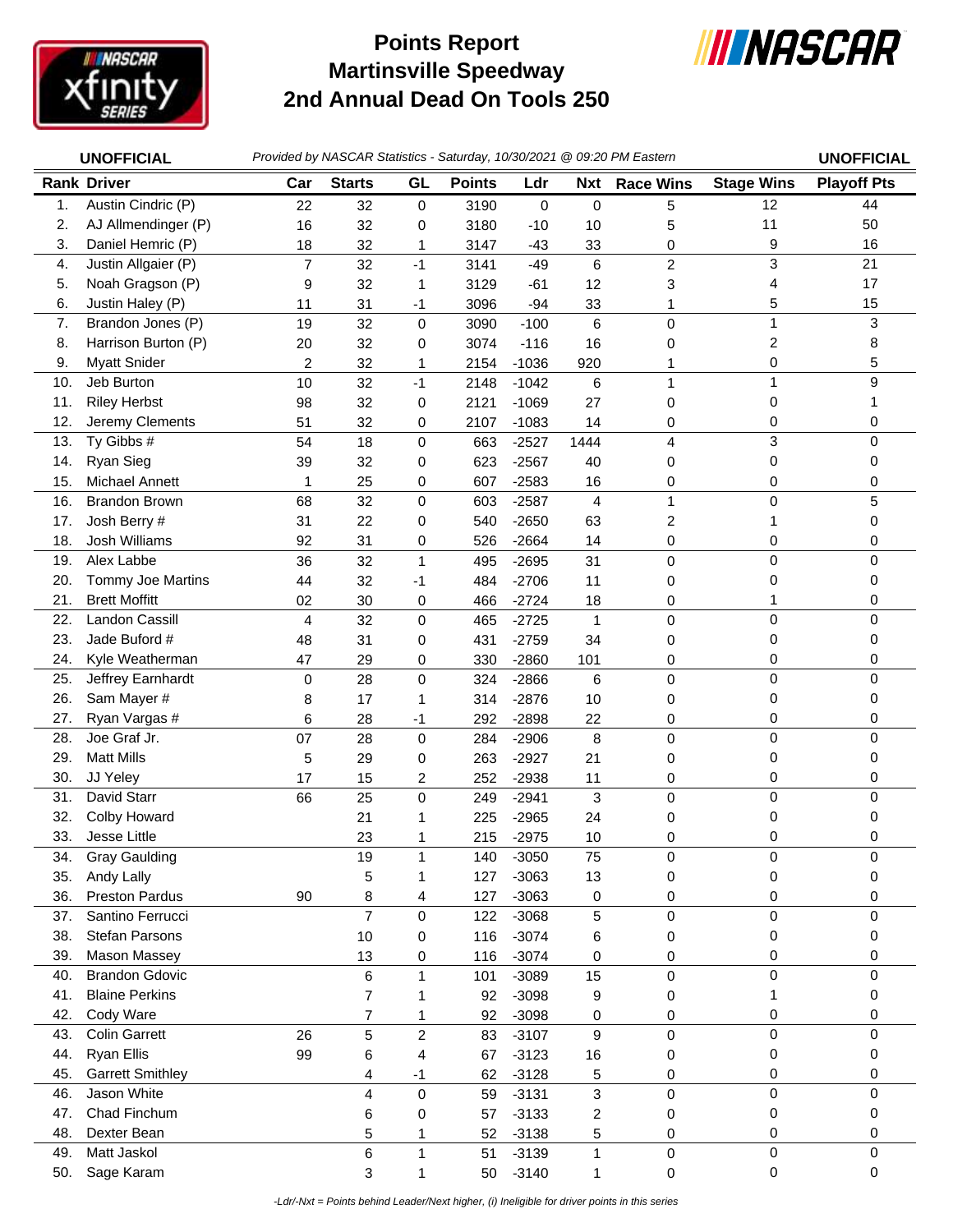# Points Report
# Martinsville Speedway
# 2nd Annual Dead On Tools 250

**UNOFFICIAL** *Provided by NASCAR Statistics - Saturday, 10/30/2021 @ 09:20 PM Eastern* **UNOFFICIAL**

| Rank | Driver | Car | Starts | GL | Points | Ldr | Nxt | Race Wins | Stage Wins | Playoff Pts |
|---|---|---|---|---|---|---|---|---|---|---|
| 1. | Austin Cindric (P) | 22 | 32 | 0 | 3190 | 0 | 0 | 5 | 12 | 44 |
| 2. | AJ Allmendinger (P) | 16 | 32 | 0 | 3180 | -10 | 10 | 5 | 11 | 50 |
| 3. | Daniel Hemric (P) | 18 | 32 | 1 | 3147 | -43 | 33 | 0 | 9 | 16 |
| 4. | Justin Allgaier (P) | 7 | 32 | -1 | 3141 | -49 | 6 | 2 | 3 | 21 |
| 5. | Noah Gragson (P) | 9 | 32 | 1 | 3129 | -61 | 12 | 3 | 4 | 17 |
| 6. | Justin Haley (P) | 11 | 31 | -1 | 3096 | -94 | 33 | 1 | 5 | 15 |
| 7. | Brandon Jones (P) | 19 | 32 | 0 | 3090 | -100 | 6 | 0 | 1 | 3 |
| 8. | Harrison Burton (P) | 20 | 32 | 0 | 3074 | -116 | 16 | 0 | 2 | 8 |
| 9. | Myatt Snider | 2 | 32 | 1 | 2154 | -1036 | 920 | 1 | 0 | 5 |
| 10. | Jeb Burton | 10 | 32 | -1 | 2148 | -1042 | 6 | 1 | 1 | 9 |
| 11. | Riley Herbst | 98 | 32 | 0 | 2121 | -1069 | 27 | 0 | 0 | 1 |
| 12. | Jeremy Clements | 51 | 32 | 0 | 2107 | -1083 | 14 | 0 | 0 | 0 |
| 13. | Ty Gibbs # | 54 | 18 | 0 | 663 | -2527 | 1444 | 4 | 3 | 0 |
| 14. | Ryan Sieg | 39 | 32 | 0 | 623 | -2567 | 40 | 0 | 0 | 0 |
| 15. | Michael Annett | 1 | 25 | 0 | 607 | -2583 | 16 | 0 | 0 | 0 |
| 16. | Brandon Brown | 68 | 32 | 0 | 603 | -2587 | 4 | 1 | 0 | 5 |
| 17. | Josh Berry # | 31 | 22 | 0 | 540 | -2650 | 63 | 2 | 1 | 0 |
| 18. | Josh Williams | 92 | 31 | 0 | 526 | -2664 | 14 | 0 | 0 | 0 |
| 19. | Alex Labbe | 36 | 32 | 1 | 495 | -2695 | 31 | 0 | 0 | 0 |
| 20. | Tommy Joe Martins | 44 | 32 | -1 | 484 | -2706 | 11 | 0 | 0 | 0 |
| 21. | Brett Moffitt | 02 | 30 | 0 | 466 | -2724 | 18 | 0 | 1 | 0 |
| 22. | Landon Cassill | 4 | 32 | 0 | 465 | -2725 | 1 | 0 | 0 | 0 |
| 23. | Jade Buford # | 48 | 31 | 0 | 431 | -2759 | 34 | 0 | 0 | 0 |
| 24. | Kyle Weatherman | 47 | 29 | 0 | 330 | -2860 | 101 | 0 | 0 | 0 |
| 25. | Jeffrey Earnhardt | 0 | 28 | 0 | 324 | -2866 | 6 | 0 | 0 | 0 |
| 26. | Sam Mayer # | 8 | 17 | 1 | 314 | -2876 | 10 | 0 | 0 | 0 |
| 27. | Ryan Vargas # | 6 | 28 | -1 | 292 | -2898 | 22 | 0 | 0 | 0 |
| 28. | Joe Graf Jr. | 07 | 28 | 0 | 284 | -2906 | 8 | 0 | 0 | 0 |
| 29. | Matt Mills | 5 | 29 | 0 | 263 | -2927 | 21 | 0 | 0 | 0 |
| 30. | JJ Yeley | 17 | 15 | 2 | 252 | -2938 | 11 | 0 | 0 | 0 |
| 31. | David Starr | 66 | 25 | 0 | 249 | -2941 | 3 | 0 | 0 | 0 |
| 32. | Colby Howard | | 21 | 1 | 225 | -2965 | 24 | 0 | 0 | 0 |
| 33. | Jesse Little | | 23 | 1 | 215 | -2975 | 10 | 0 | 0 | 0 |
| 34. | Gray Gaulding | | 19 | 1 | 140 | -3050 | 75 | 0 | 0 | 0 |
| 35. | Andy Lally | | 5 | 1 | 127 | -3063 | 13 | 0 | 0 | 0 |
| 36. | Preston Pardus | 90 | 8 | 4 | 127 | -3063 | 0 | 0 | 0 | 0 |
| 37. | Santino Ferrucci | | 7 | 0 | 122 | -3068 | 5 | 0 | 0 | 0 |
| 38. | Stefan Parsons | | 10 | 0 | 116 | -3074 | 6 | 0 | 0 | 0 |
| 39. | Mason Massey | | 13 | 0 | 116 | -3074 | 0 | 0 | 0 | 0 |
| 40. | Brandon Gdovic | | 6 | 1 | 101 | -3089 | 15 | 0 | 0 | 0 |
| 41. | Blaine Perkins | | 7 | 1 | 92 | -3098 | 9 | 0 | 1 | 0 |
| 42. | Cody Ware | | 7 | 1 | 92 | -3098 | 0 | 0 | 0 | 0 |
| 43. | Colin Garrett | 26 | 5 | 2 | 83 | -3107 | 9 | 0 | 0 | 0 |
| 44. | Ryan Ellis | 99 | 6 | 4 | 67 | -3123 | 16 | 0 | 0 | 0 |
| 45. | Garrett Smithley | | 4 | -1 | 62 | -3128 | 5 | 0 | 0 | 0 |
| 46. | Jason White | | 4 | 0 | 59 | -3131 | 3 | 0 | 0 | 0 |
| 47. | Chad Finchum | | 6 | 0 | 57 | -3133 | 2 | 0 | 0 | 0 |
| 48. | Dexter Bean | | 5 | 1 | 52 | -3138 | 5 | 0 | 0 | 0 |
| 49. | Matt Jaskol | | 6 | 1 | 51 | -3139 | 1 | 0 | 0 | 0 |
| 50. | Sage Karam | | 3 | 1 | 50 | -3140 | 1 | 0 | 0 | 0 |

*-Ldr/-Nxt = Points behind Leader/Next higher, (i) Ineligible for driver points in this series*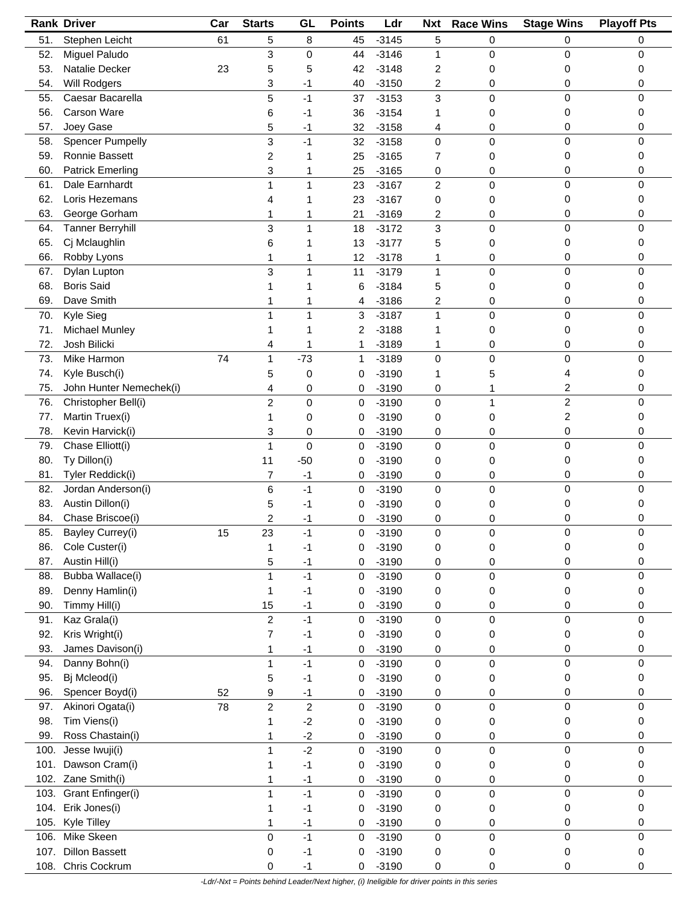| Rank | Driver | Car | Starts | GL | Points | Ldr | Nxt | Race Wins | Stage Wins | Playoff Pts |
|---|---|---|---|---|---|---|---|---|---|---|
| 51. | Stephen Leicht | 61 | 5 | 8 | 45 | -3145 | 5 | 0 | 0 | 0 |
| 52. | Miguel Paludo | | 3 | 0 | 44 | -3146 | 1 | 0 | 0 | 0 |
| 53. | Natalie Decker | 23 | 5 | 5 | 42 | -3148 | 2 | 0 | 0 | 0 |
| 54. | Will Rodgers | | 3 | -1 | 40 | -3150 | 2 | 0 | 0 | 0 |
| 55. | Caesar Bacarella | | 5 | -1 | 37 | -3153 | 3 | 0 | 0 | 0 |
| 56. | Carson Ware | | 6 | -1 | 36 | -3154 | 1 | 0 | 0 | 0 |
| 57. | Joey Gase | | 5 | -1 | 32 | -3158 | 4 | 0 | 0 | 0 |
| 58. | Spencer Pumpelly | | 3 | -1 | 32 | -3158 | 0 | 0 | 0 | 0 |
| 59. | Ronnie Bassett | | 2 | 1 | 25 | -3165 | 7 | 0 | 0 | 0 |
| 60. | Patrick Emerling | | 3 | 1 | 25 | -3165 | 0 | 0 | 0 | 0 |
| 61. | Dale Earnhardt | | 1 | 1 | 23 | -3167 | 2 | 0 | 0 | 0 |
| 62. | Loris Hezemans | | 4 | 1 | 23 | -3167 | 0 | 0 | 0 | 0 |
| 63. | George Gorham | | 1 | 1 | 21 | -3169 | 2 | 0 | 0 | 0 |
| 64. | Tanner Berryhill | | 3 | 1 | 18 | -3172 | 3 | 0 | 0 | 0 |
| 65. | Cj Mclaughlin | | 6 | 1 | 13 | -3177 | 5 | 0 | 0 | 0 |
| 66. | Robby Lyons | | 1 | 1 | 12 | -3178 | 1 | 0 | 0 | 0 |
| 67. | Dylan Lupton | | 3 | 1 | 11 | -3179 | 1 | 0 | 0 | 0 |
| 68. | Boris Said | | 1 | 1 | 6 | -3184 | 5 | 0 | 0 | 0 |
| 69. | Dave Smith | | 1 | 1 | 4 | -3186 | 2 | 0 | 0 | 0 |
| 70. | Kyle Sieg | | 1 | 1 | 3 | -3187 | 1 | 0 | 0 | 0 |
| 71. | Michael Munley | | 1 | 1 | 2 | -3188 | 1 | 0 | 0 | 0 |
| 72. | Josh Bilicki | | 4 | 1 | 1 | -3189 | 1 | 0 | 0 | 0 |
| 73. | Mike Harmon | 74 | 1 | -73 | 1 | -3189 | 0 | 0 | 0 | 0 |
| 74. | Kyle Busch(i) | | 5 | 0 | 0 | -3190 | 1 | 5 | 4 | 0 |
| 75. | John Hunter Nemechek(i) | | 4 | 0 | 0 | -3190 | 0 | 1 | 2 | 0 |
| 76. | Christopher Bell(i) | | 2 | 0 | 0 | -3190 | 0 | 1 | 2 | 0 |
| 77. | Martin Truex(i) | | 1 | 0 | 0 | -3190 | 0 | 0 | 2 | 0 |
| 78. | Kevin Harvick(i) | | 3 | 0 | 0 | -3190 | 0 | 0 | 0 | 0 |
| 79. | Chase Elliott(i) | | 1 | 0 | 0 | -3190 | 0 | 0 | 0 | 0 |
| 80. | Ty Dillon(i) | | 11 | -50 | 0 | -3190 | 0 | 0 | 0 | 0 |
| 81. | Tyler Reddick(i) | | 7 | -1 | 0 | -3190 | 0 | 0 | 0 | 0 |
| 82. | Jordan Anderson(i) | | 6 | -1 | 0 | -3190 | 0 | 0 | 0 | 0 |
| 83. | Austin Dillon(i) | | 5 | -1 | 0 | -3190 | 0 | 0 | 0 | 0 |
| 84. | Chase Briscoe(i) | | 2 | -1 | 0 | -3190 | 0 | 0 | 0 | 0 |
| 85. | Bayley Currey(i) | 15 | 23 | -1 | 0 | -3190 | 0 | 0 | 0 | 0 |
| 86. | Cole Custer(i) | | 1 | -1 | 0 | -3190 | 0 | 0 | 0 | 0 |
| 87. | Austin Hill(i) | | 5 | -1 | 0 | -3190 | 0 | 0 | 0 | 0 |
| 88. | Bubba Wallace(i) | | 1 | -1 | 0 | -3190 | 0 | 0 | 0 | 0 |
| 89. | Denny Hamlin(i) | | 1 | -1 | 0 | -3190 | 0 | 0 | 0 | 0 |
| 90. | Timmy Hill(i) | | 15 | -1 | 0 | -3190 | 0 | 0 | 0 | 0 |
| 91. | Kaz Grala(i) | | 2 | -1 | 0 | -3190 | 0 | 0 | 0 | 0 |
| 92. | Kris Wright(i) | | 7 | -1 | 0 | -3190 | 0 | 0 | 0 | 0 |
| 93. | James Davison(i) | | 1 | -1 | 0 | -3190 | 0 | 0 | 0 | 0 |
| 94. | Danny Bohn(i) | | 1 | -1 | 0 | -3190 | 0 | 0 | 0 | 0 |
| 95. | Bj Mcleod(i) | | 5 | -1 | 0 | -3190 | 0 | 0 | 0 | 0 |
| 96. | Spencer Boyd(i) | 52 | 9 | -1 | 0 | -3190 | 0 | 0 | 0 | 0 |
| 97. | Akinori Ogata(i) | 78 | 2 | 2 | 0 | -3190 | 0 | 0 | 0 | 0 |
| 98. | Tim Viens(i) | | 1 | -2 | 0 | -3190 | 0 | 0 | 0 | 0 |
| 99. | Ross Chastain(i) | | 1 | -2 | 0 | -3190 | 0 | 0 | 0 | 0 |
| 100. | Jesse Iwuji(i) | | 1 | -2 | 0 | -3190 | 0 | 0 | 0 | 0 |
| 101. | Dawson Cram(i) | | 1 | -1 | 0 | -3190 | 0 | 0 | 0 | 0 |
| 102. | Zane Smith(i) | | 1 | -1 | 0 | -3190 | 0 | 0 | 0 | 0 |
| 103. | Grant Enfinger(i) | | 1 | -1 | 0 | -3190 | 0 | 0 | 0 | 0 |
| 104. | Erik Jones(i) | | 1 | -1 | 0 | -3190 | 0 | 0 | 0 | 0 |
| 105. | Kyle Tilley | | 1 | -1 | 0 | -3190 | 0 | 0 | 0 | 0 |
| 106. | Mike Skeen | | 0 | -1 | 0 | -3190 | 0 | 0 | 0 | 0 |
| 107. | Dillon Bassett | | 0 | -1 | 0 | -3190 | 0 | 0 | 0 | 0 |
| 108. | Chris Cockrum | | 0 | -1 | 0 | -3190 | 0 | 0 | 0 | 0 |

*-Ldr/-Nxt = Points behind Leader/Next higher, (i) Ineligible for driver points in this series*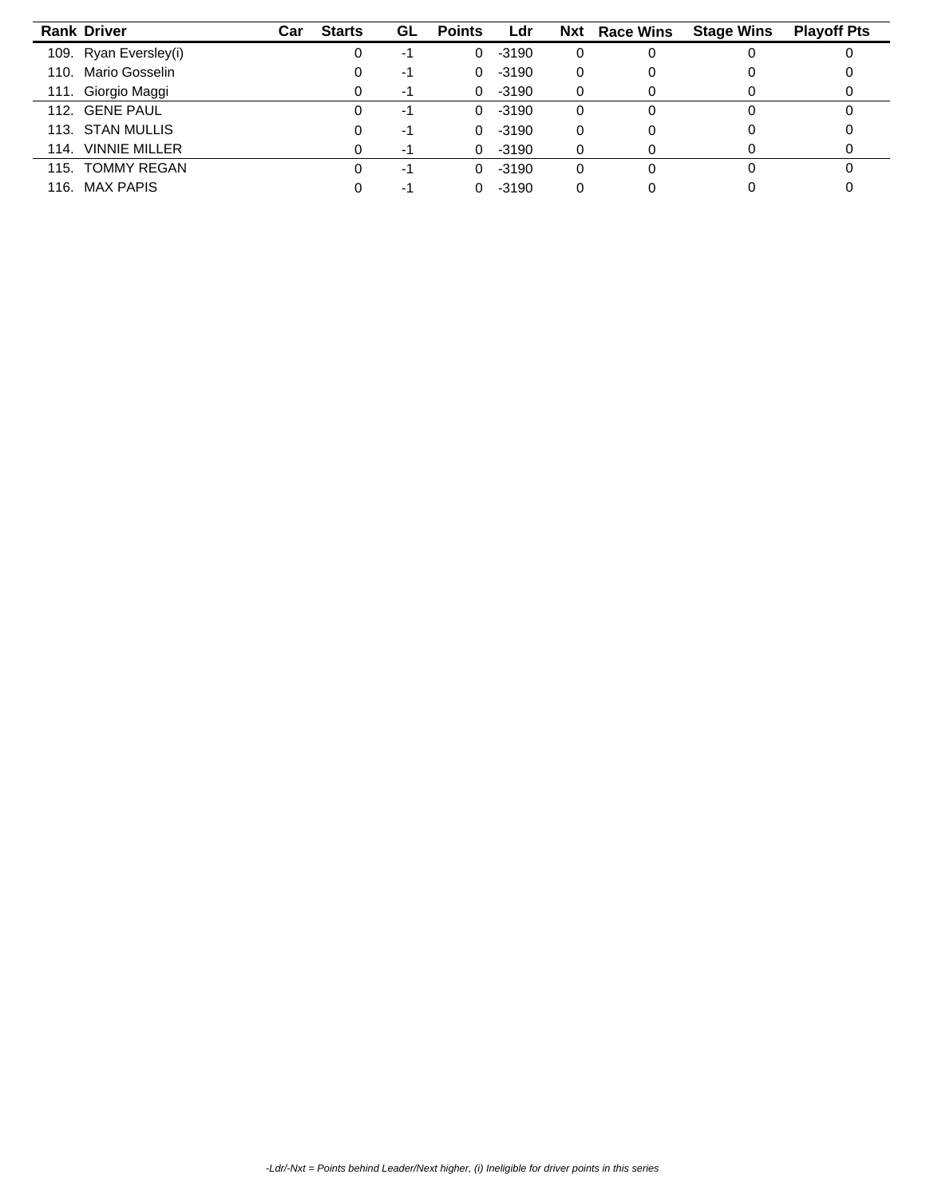| Rank | Driver | Car | Starts | GL | Points | Ldr | Nxt | Race Wins | Stage Wins | Playoff Pts |
|---|---|---|---|---|---|---|---|---|---|---|
| 109. | Ryan Eversley(i) | | 0 | -1 | 0 | -3190 | 0 | 0 | 0 | 0 |
| 110. | Mario Gosselin | | 0 | -1 | 0 | -3190 | 0 | 0 | 0 | 0 |
| 111. | Giorgio Maggi | | 0 | -1 | 0 | -3190 | 0 | 0 | 0 | 0 |
| 112. | GENE PAUL | | 0 | -1 | 0 | -3190 | 0 | 0 | 0 | 0 |
| 113. | STAN MULLIS | | 0 | -1 | 0 | -3190 | 0 | 0 | 0 | 0 |
| 114. | VINNIE MILLER | | 0 | -1 | 0 | -3190 | 0 | 0 | 0 | 0 |
| 115. | TOMMY REGAN | | 0 | -1 | 0 | -3190 | 0 | 0 | 0 | 0 |
| 116. | MAX PAPIS | | 0 | -1 | 0 | -3190 | 0 | 0 | 0 | 0 |

*-Ldr/-Nxt = Points behind Leader/Next higher, (i) Ineligible for driver points in this series*